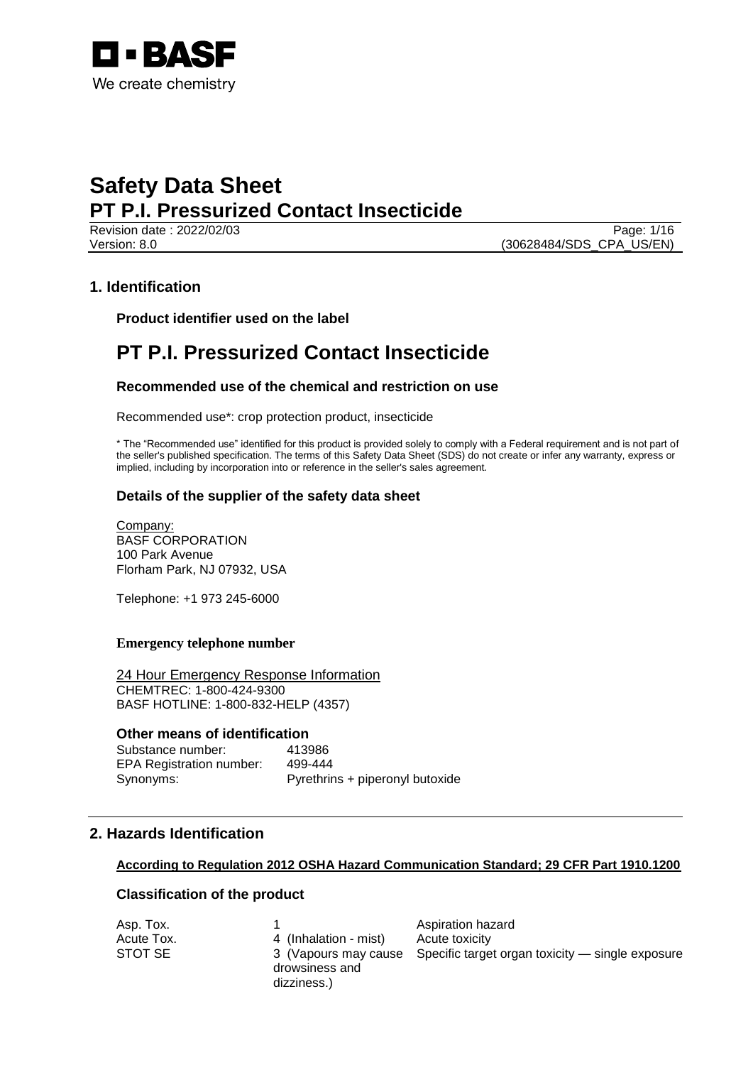BASF
We create chemistry

# Safety Data Sheet
# PT P.I. Pressurized Contact Insecticide

Revision date : 2022/02/03
Version: 8.0
(30628484/SDS_CPA_US/EN)

## 1. Identification

### Product identifier used on the label

# PT P.I. Pressurized Contact Insecticide

### Recommended use of the chemical and restriction on use

Recommended use*: crop protection product, insecticide

\* The "Recommended use" identified for this product is provided solely to comply with a Federal requirement and is not part of the seller's published specification. The terms of this Safety Data Sheet (SDS) do not create or infer any warranty, express or implied, including by incorporation into or reference in the seller's sales agreement.

### Details of the supplier of the safety data sheet

Company:
BASF CORPORATION
100 Park Avenue
Florham Park, NJ 07932, USA

Telephone: +1 973 245-6000

**Emergency telephone number**

24 Hour Emergency Response Information
CHEMTREC: 1-800-424-9300
BASF HOTLINE: 1-800-832-HELP (4357)

### Other means of identification

| | |
|---|---|
| Substance number: | 413986 |
| EPA Registration number: | 499-444 |
| Synonyms: | Pyrethrins + piperonyl butoxide |

## 2. Hazards Identification

**According to Regulation 2012 OSHA Hazard Communication Standard; 29 CFR Part 1910.1200**

### Classification of the product

| | | |
|---|---|---|
| Asp. Tox. | 1 | Aspiration hazard |
| Acute Tox. | 4 (Inhalation - mist) | Acute toxicity |
| STOT SE | 3 (Vapours may cause drowsiness and dizziness.) | Specific target organ toxicity — single exposure |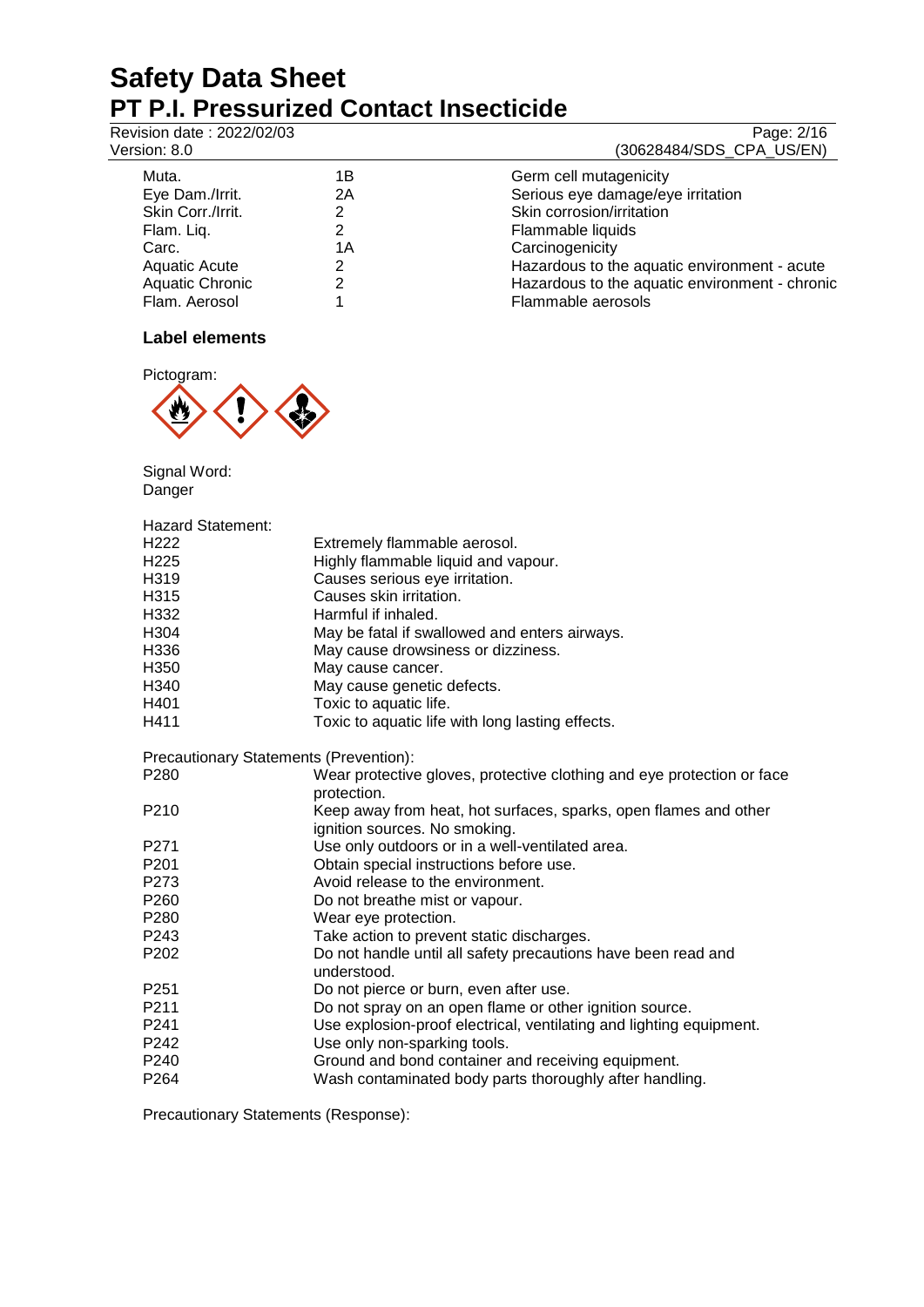| | | |
|---|---|---|
| Muta. | 1B | Germ cell mutagenicity |
| Eye Dam./Irrit. | 2A | Serious eye damage/eye irritation |
| Skin Corr./Irrit. | 2 | Skin corrosion/irritation |
| Flam. Liq. | 2 | Flammable liquids |
| Carc. | 1A | Carcinogenicity |
| Aquatic Acute | 2 | Hazardous to the aquatic environment - acute |
| Aquatic Chronic | 2 | Hazardous to the aquatic environment - chronic |
| Flam. Aerosol | 1 | Flammable aerosols |

### Label elements

Pictogram:

Signal Word:
Danger

Hazard Statement:

| | |
|---|---|
| H222 | Extremely flammable aerosol. |
| H225 | Highly flammable liquid and vapour. |
| H319 | Causes serious eye irritation. |
| H315 | Causes skin irritation. |
| H332 | Harmful if inhaled. |
| H304 | May be fatal if swallowed and enters airways. |
| H336 | May cause drowsiness or dizziness. |
| H350 | May cause cancer. |
| H340 | May cause genetic defects. |
| H401 | Toxic to aquatic life. |
| H411 | Toxic to aquatic life with long lasting effects. |

Precautionary Statements (Prevention):

| | |
|---|---|
| P280 | Wear protective gloves, protective clothing and eye protection or face protection. |
| P210 | Keep away from heat, hot surfaces, sparks, open flames and other ignition sources. No smoking. |
| P271 | Use only outdoors or in a well-ventilated area. |
| P201 | Obtain special instructions before use. |
| P273 | Avoid release to the environment. |
| P260 | Do not breathe mist or vapour. |
| P280 | Wear eye protection. |
| P243 | Take action to prevent static discharges. |
| P202 | Do not handle until all safety precautions have been read and understood. |
| P251 | Do not pierce or burn, even after use. |
| P211 | Do not spray on an open flame or other ignition source. |
| P241 | Use explosion-proof electrical, ventilating and lighting equipment. |
| P242 | Use only non-sparking tools. |
| P240 | Ground and bond container and receiving equipment. |
| P264 | Wash contaminated body parts thoroughly after handling. |

Precautionary Statements (Response):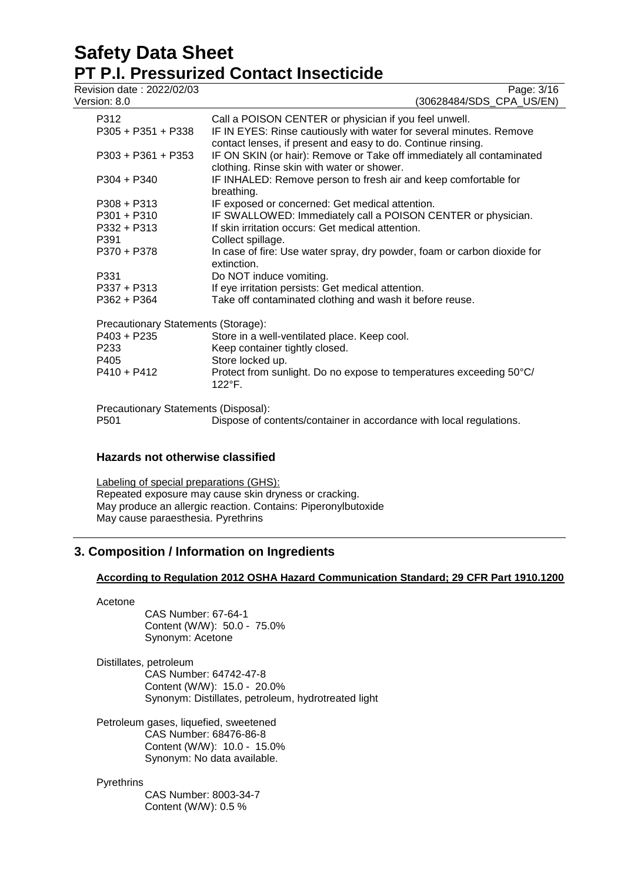| | |
|---|---|
| P312 | Call a POISON CENTER or physician if you feel unwell. |
| P305 + P351 + P338 | IF IN EYES: Rinse cautiously with water for several minutes. Remove contact lenses, if present and easy to do. Continue rinsing. |
| P303 + P361 + P353 | IF ON SKIN (or hair): Remove or Take off immediately all contaminated clothing. Rinse skin with water or shower. |
| P304 + P340 | IF INHALED: Remove person to fresh air and keep comfortable for breathing. |
| P308 + P313 | IF exposed or concerned: Get medical attention. |
| P301 + P310 | IF SWALLOWED: Immediately call a POISON CENTER or physician. |
| P332 + P313 | If skin irritation occurs: Get medical attention. |
| P391 | Collect spillage. |
| P370 + P378 | In case of fire: Use water spray, dry powder, foam or carbon dioxide for extinction. |
| P331 | Do NOT induce vomiting. |
| P337 + P313 | If eye irritation persists: Get medical attention. |
| P362 + P364 | Take off contaminated clothing and wash it before reuse. |

Precautionary Statements (Storage):

| | |
|---|---|
| P403 + P235 | Store in a well-ventilated place. Keep cool. |
| P233 | Keep container tightly closed. |
| P405 | Store locked up. |
| P410 + P412 | Protect from sunlight. Do no expose to temperatures exceeding 50°C/ 122°F. |

Precautionary Statements (Disposal):

| | |
|---|---|
| P501 | Dispose of contents/container in accordance with local regulations. |

### Hazards not otherwise classified

Labeling of special preparations (GHS):
Repeated exposure may cause skin dryness or cracking.
May produce an allergic reaction. Contains: Piperonylbutoxide
May cause paraesthesia. Pyrethrins

## 3. Composition / Information on Ingredients

**According to Regulation 2012 OSHA Hazard Communication Standard; 29 CFR Part 1910.1200**

Acetone
CAS Number: 67-64-1
Content (W/W): 50.0 - 75.0%
Synonym: Acetone

Distillates, petroleum
CAS Number: 64742-47-8
Content (W/W): 15.0 - 20.0%
Synonym: Distillates, petroleum, hydrotreated light

Petroleum gases, liquefied, sweetened
CAS Number: 68476-86-8
Content (W/W): 10.0 - 15.0%
Synonym: No data available.

Pyrethrins
CAS Number: 8003-34-7
Content (W/W): 0.5 %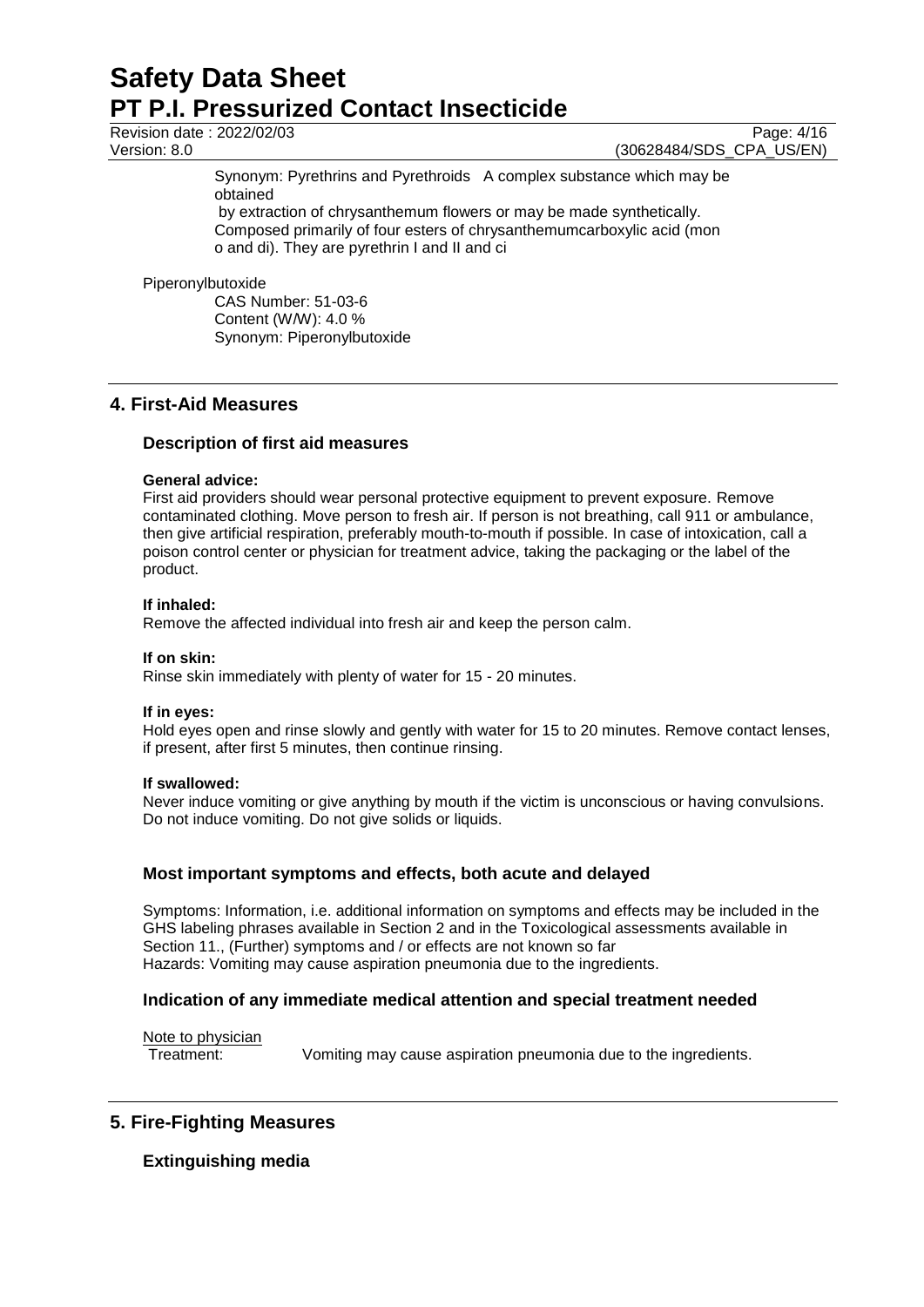Synonym: Pyrethrins and Pyrethroids A complex substance which may be obtained
by extraction of chrysanthemum flowers or may be made synthetically. Composed primarily of four esters of chrysanthemumcarboxylic acid (mon o and di). They are pyrethrin I and II and ci

Piperonylbutoxide

CAS Number: 51-03-6
Content (W/W): 4.0 %
Synonym: Piperonylbutoxide

## 4. First-Aid Measures

### Description of first aid measures

**General advice:**
First aid providers should wear personal protective equipment to prevent exposure. Remove contaminated clothing. Move person to fresh air. If person is not breathing, call 911 or ambulance, then give artificial respiration, preferably mouth-to-mouth if possible. In case of intoxication, call a poison control center or physician for treatment advice, taking the packaging or the label of the product.

**If inhaled:**
Remove the affected individual into fresh air and keep the person calm.

**If on skin:**
Rinse skin immediately with plenty of water for 15 - 20 minutes.

**If in eyes:**
Hold eyes open and rinse slowly and gently with water for 15 to 20 minutes. Remove contact lenses, if present, after first 5 minutes, then continue rinsing.

**If swallowed:**
Never induce vomiting or give anything by mouth if the victim is unconscious or having convulsions. Do not induce vomiting. Do not give solids or liquids.

### Most important symptoms and effects, both acute and delayed

Symptoms: Information, i.e. additional information on symptoms and effects may be included in the GHS labeling phrases available in Section 2 and in the Toxicological assessments available in Section 11., (Further) symptoms and / or effects are not known so far
Hazards: Vomiting may cause aspiration pneumonia due to the ingredients.

### Indication of any immediate medical attention and special treatment needed

Note to physician
Treatment: Vomiting may cause aspiration pneumonia due to the ingredients.

## 5. Fire-Fighting Measures

### Extinguishing media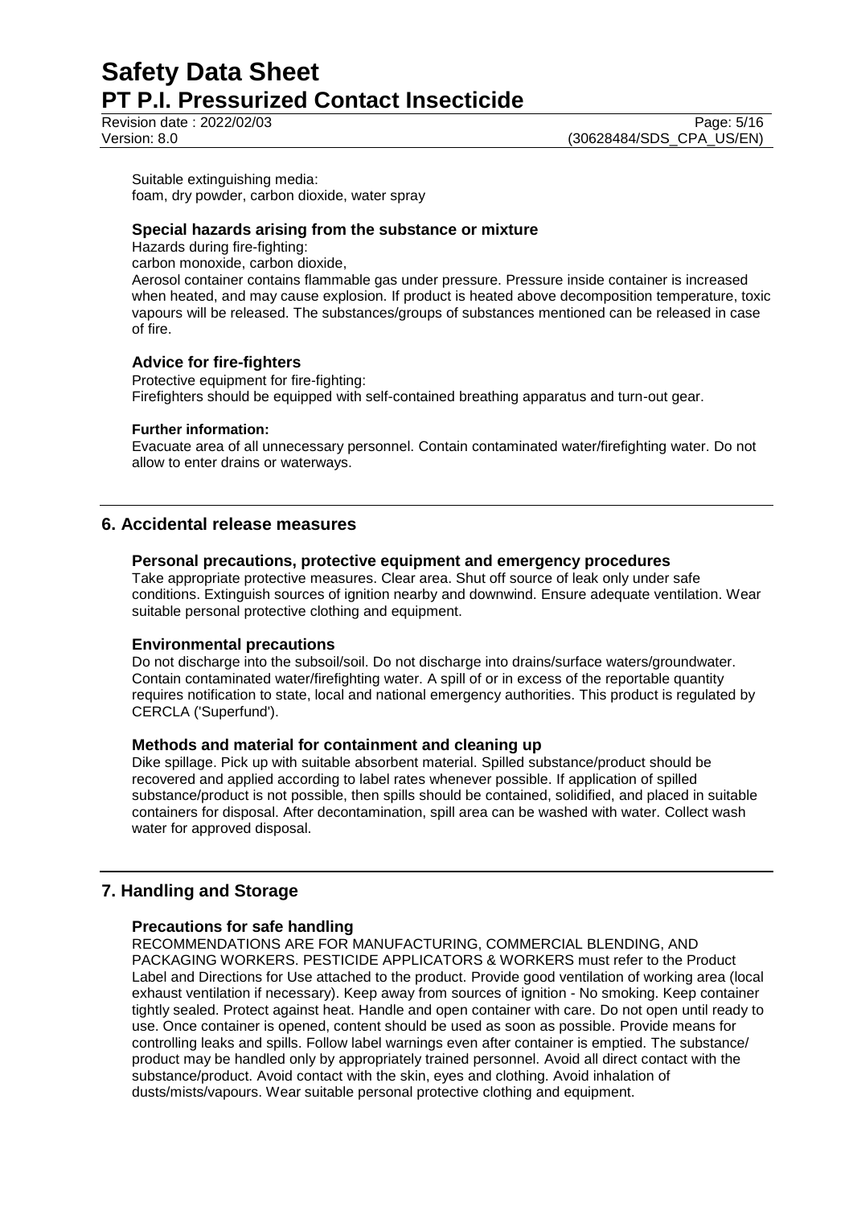Suitable extinguishing media:
foam, dry powder, carbon dioxide, water spray

### Special hazards arising from the substance or mixture

Hazards during fire-fighting:
carbon monoxide, carbon dioxide,
Aerosol container contains flammable gas under pressure. Pressure inside container is increased when heated, and may cause explosion. If product is heated above decomposition temperature, toxic vapours will be released. The substances/groups of substances mentioned can be released in case of fire.

### Advice for fire-fighters

Protective equipment for fire-fighting:
Firefighters should be equipped with self-contained breathing apparatus and turn-out gear.

**Further information:**
Evacuate area of all unnecessary personnel. Contain contaminated water/firefighting water. Do not allow to enter drains or waterways.

## 6. Accidental release measures

### Personal precautions, protective equipment and emergency procedures

Take appropriate protective measures. Clear area. Shut off source of leak only under safe conditions. Extinguish sources of ignition nearby and downwind. Ensure adequate ventilation. Wear suitable personal protective clothing and equipment.

### Environmental precautions

Do not discharge into the subsoil/soil. Do not discharge into drains/surface waters/groundwater. Contain contaminated water/firefighting water. A spill of or in excess of the reportable quantity requires notification to state, local and national emergency authorities. This product is regulated by CERCLA ('Superfund').

### Methods and material for containment and cleaning up

Dike spillage. Pick up with suitable absorbent material. Spilled substance/product should be recovered and applied according to label rates whenever possible. If application of spilled substance/product is not possible, then spills should be contained, solidified, and placed in suitable containers for disposal. After decontamination, spill area can be washed with water. Collect wash water for approved disposal.

## 7. Handling and Storage

### Precautions for safe handling

RECOMMENDATIONS ARE FOR MANUFACTURING, COMMERCIAL BLENDING, AND PACKAGING WORKERS. PESTICIDE APPLICATORS & WORKERS must refer to the Product Label and Directions for Use attached to the product. Provide good ventilation of working area (local exhaust ventilation if necessary). Keep away from sources of ignition - No smoking. Keep container tightly sealed. Protect against heat. Handle and open container with care. Do not open until ready to use. Once container is opened, content should be used as soon as possible. Provide means for controlling leaks and spills. Follow label warnings even after container is emptied. The substance/ product may be handled only by appropriately trained personnel. Avoid all direct contact with the substance/product. Avoid contact with the skin, eyes and clothing. Avoid inhalation of dusts/mists/vapours. Wear suitable personal protective clothing and equipment.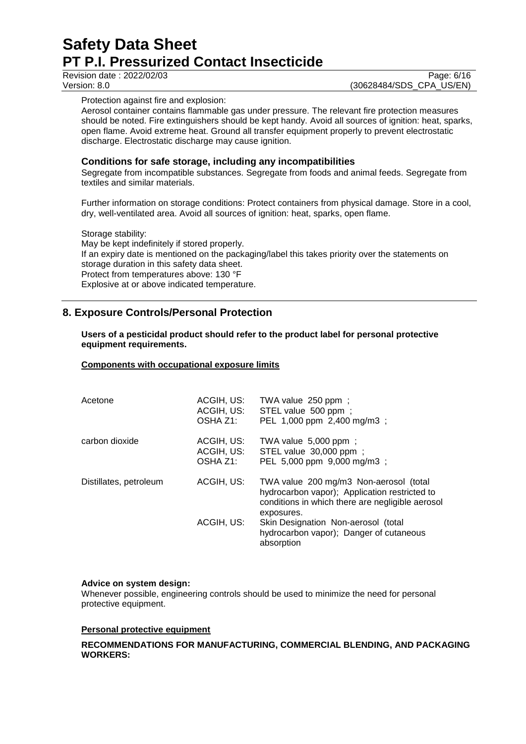Protection against fire and explosion:
Aerosol container contains flammable gas under pressure. The relevant fire protection measures should be noted. Fire extinguishers should be kept handy. Avoid all sources of ignition: heat, sparks, open flame. Avoid extreme heat. Ground all transfer equipment properly to prevent electrostatic discharge. Electrostatic discharge may cause ignition.

### Conditions for safe storage, including any incompatibilities

Segregate from incompatible substances. Segregate from foods and animal feeds. Segregate from textiles and similar materials.

Further information on storage conditions: Protect containers from physical damage. Store in a cool, dry, well-ventilated area. Avoid all sources of ignition: heat, sparks, open flame.

Storage stability:
May be kept indefinitely if stored properly.
If an expiry date is mentioned on the packaging/label this takes priority over the statements on storage duration in this safety data sheet.
Protect from temperatures above: 130 °F
Explosive at or above indicated temperature.

## 8. Exposure Controls/Personal Protection

**Users of a pesticidal product should refer to the product label for personal protective equipment requirements.**

**Components with occupational exposure limits**

| | | |
|---|---|---|
| Acetone | ACGIH, US: | TWA value 250 ppm ; |
| | ACGIH, US: | STEL value 500 ppm ; |
| | OSHA Z1: | PEL 1,000 ppm 2,400 mg/m3 ; |
| carbon dioxide | ACGIH, US: | TWA value 5,000 ppm ; |
| | ACGIH, US: | STEL value 30,000 ppm ; |
| | OSHA Z1: | PEL 5,000 ppm 9,000 mg/m3 ; |
| Distillates, petroleum | ACGIH, US: | TWA value 200 mg/m3 Non-aerosol (total hydrocarbon vapor); Application restricted to conditions in which there are negligible aerosol exposures. |
| | ACGIH, US: | Skin Designation Non-aerosol (total hydrocarbon vapor); Danger of cutaneous absorption |

**Advice on system design:**
Whenever possible, engineering controls should be used to minimize the need for personal protective equipment.

**Personal protective equipment**

**RECOMMENDATIONS FOR MANUFACTURING, COMMERCIAL BLENDING, AND PACKAGING WORKERS:**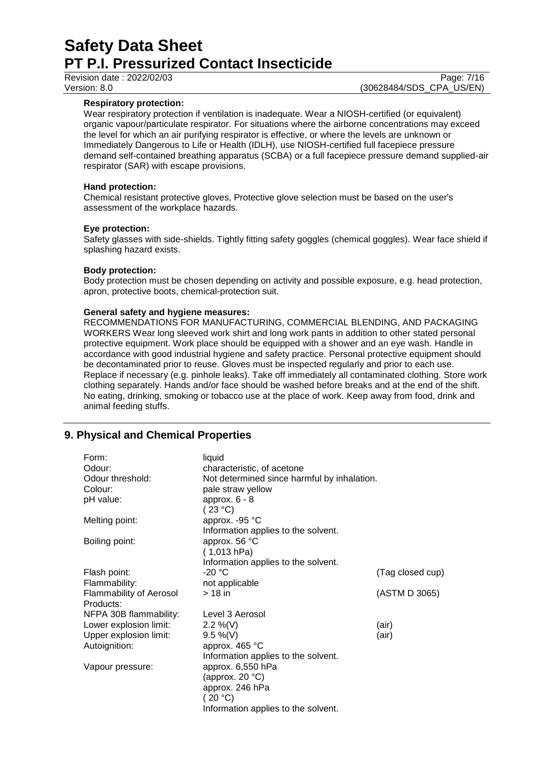**Respiratory protection:**

Wear respiratory protection if ventilation is inadequate. Wear a NIOSH-certified (or equivalent) organic vapour/particulate respirator. For situations where the airborne concentrations may exceed the level for which an air purifying respirator is effective, or where the levels are unknown or Immediately Dangerous to Life or Health (IDLH), use NIOSH-certified full facepiece pressure demand self-contained breathing apparatus (SCBA) or a full facepiece pressure demand supplied-air respirator (SAR) with escape provisions.

**Hand protection:**

Chemical resistant protective gloves, Protective glove selection must be based on the user's assessment of the workplace hazards.

**Eye protection:**

Safety glasses with side-shields. Tightly fitting safety goggles (chemical goggles). Wear face shield if splashing hazard exists.

**Body protection:**

Body protection must be chosen depending on activity and possible exposure, e.g. head protection, apron, protective boots, chemical-protection suit.

**General safety and hygiene measures:**

RECOMMENDATIONS FOR MANUFACTURING, COMMERCIAL BLENDING, AND PACKAGING WORKERS Wear long sleeved work shirt and long work pants in addition to other stated personal protective equipment. Work place should be equipped with a shower and an eye wash. Handle in accordance with good industrial hygiene and safety practice. Personal protective equipment should be decontaminated prior to reuse. Gloves must be inspected regularly and prior to each use. Replace if necessary (e.g. pinhole leaks). Take off immediately all contaminated clothing. Store work clothing separately. Hands and/or face should be washed before breaks and at the end of the shift. No eating, drinking, smoking or tobacco use at the place of work. Keep away from food, drink and animal feeding stuffs.

## 9. Physical and Chemical Properties

| | | |
|---|---|---|
| Form: | liquid | |
| Odour: | characteristic, of acetone | |
| Odour threshold: | Not determined since harmful by inhalation. | |
| Colour: | pale straw yellow | |
| pH value: | approx. 6 - 8<br>( 23 °C) | |
| Melting point: | approx. -95 °C<br>Information applies to the solvent. | |
| Boiling point: | approx. 56 °C<br>( 1,013 hPa)<br>Information applies to the solvent. | |
| Flash point: | -20 °C | (Tag closed cup) |
| Flammability: | not applicable | |
| Flammability of Aerosol Products: | > 18 in | (ASTM D 3065) |
| NFPA 30B flammability: | Level 3 Aerosol | |
| Lower explosion limit: | 2.2 %(V) | (air) |
| Upper explosion limit: | 9.5 %(V) | (air) |
| Autoignition: | approx. 465 °C<br>Information applies to the solvent. | |
| Vapour pressure: | approx. 6,550 hPa<br>(approx. 20 °C)<br>approx. 246 hPa<br>( 20 °C)<br>Information applies to the solvent. | |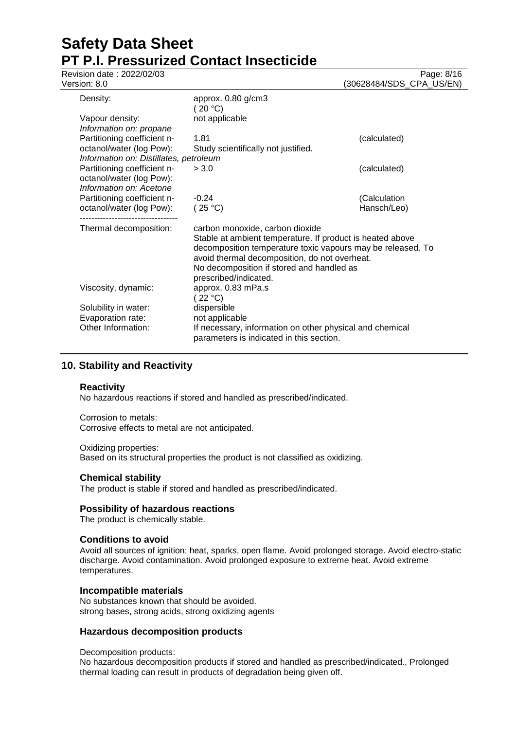| | | |
|---|---|---|
| Density: | approx. 0.80 g/cm3<br>( 20 °C) | |
| Vapour density: | not applicable | |
| *Information on: propane* | | |
| Partitioning coefficient n-octanol/water (log Pow): | 1.81<br>Study scientifically not justified. | (calculated) |
| *Information on: Distillates, petroleum* | | |
| Partitioning coefficient n-octanol/water (log Pow): | > 3.0 | (calculated) |
| *Information on: Acetone* | | |
| Partitioning coefficient n-octanol/water (log Pow): | -0.24<br>( 25 °C) | (Calculation Hansch/Leo) |
| ---------------------------------- | | |
| Thermal decomposition: | carbon monoxide, carbon dioxide<br>Stable at ambient temperature. If product is heated above decomposition temperature toxic vapours may be released. To avoid thermal decomposition, do not overheat.<br>No decomposition if stored and handled as prescribed/indicated. | |
| Viscosity, dynamic: | approx. 0.83 mPa.s<br>( 22 °C) | |
| Solubility in water: | dispersible | |
| Evaporation rate: | not applicable | |
| Other Information: | If necessary, information on other physical and chemical parameters is indicated in this section. | |

## 10. Stability and Reactivity

### Reactivity

No hazardous reactions if stored and handled as prescribed/indicated.

Corrosion to metals:
Corrosive effects to metal are not anticipated.

Oxidizing properties:
Based on its structural properties the product is not classified as oxidizing.

### Chemical stability

The product is stable if stored and handled as prescribed/indicated.

### Possibility of hazardous reactions

The product is chemically stable.

### Conditions to avoid

Avoid all sources of ignition: heat, sparks, open flame. Avoid prolonged storage. Avoid electro-static discharge. Avoid contamination. Avoid prolonged exposure to extreme heat. Avoid extreme temperatures.

### Incompatible materials

No substances known that should be avoided.
strong bases, strong acids, strong oxidizing agents

### Hazardous decomposition products

Decomposition products:
No hazardous decomposition products if stored and handled as prescribed/indicated., Prolonged thermal loading can result in products of degradation being given off.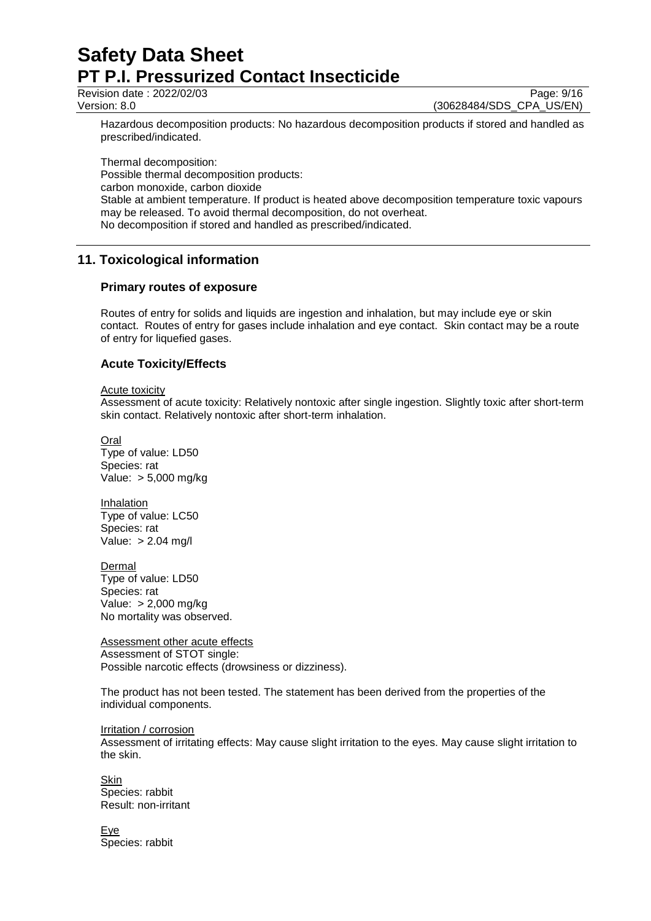Hazardous decomposition products: No hazardous decomposition products if stored and handled as prescribed/indicated.

Thermal decomposition:
Possible thermal decomposition products:
carbon monoxide, carbon dioxide
Stable at ambient temperature. If product is heated above decomposition temperature toxic vapours may be released. To avoid thermal decomposition, do not overheat.
No decomposition if stored and handled as prescribed/indicated.

## 11. Toxicological information

### Primary routes of exposure

Routes of entry for solids and liquids are ingestion and inhalation, but may include eye or skin contact. Routes of entry for gases include inhalation and eye contact. Skin contact may be a route of entry for liquefied gases.

### Acute Toxicity/Effects

Acute toxicity
Assessment of acute toxicity: Relatively nontoxic after single ingestion. Slightly toxic after short-term skin contact. Relatively nontoxic after short-term inhalation.

Oral
Type of value: LD50
Species: rat
Value: > 5,000 mg/kg

Inhalation
Type of value: LC50
Species: rat
Value: > 2.04 mg/l

Dermal
Type of value: LD50
Species: rat
Value: > 2,000 mg/kg
No mortality was observed.

Assessment other acute effects
Assessment of STOT single:
Possible narcotic effects (drowsiness or dizziness).

The product has not been tested. The statement has been derived from the properties of the individual components.

Irritation / corrosion
Assessment of irritating effects: May cause slight irritation to the eyes. May cause slight irritation to the skin.

Skin
Species: rabbit
Result: non-irritant

Eye
Species: rabbit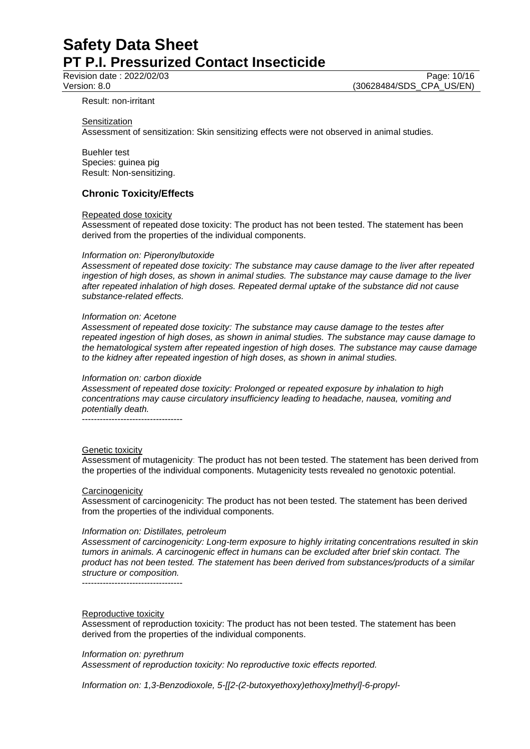Result: non-irritant

Sensitization

Assessment of sensitization: Skin sensitizing effects were not observed in animal studies.

Buehler test
Species: guinea pig
Result: Non-sensitizing.

## Chronic Toxicity/Effects

Repeated dose toxicity

Assessment of repeated dose toxicity: The product has not been tested. The statement has been derived from the properties of the individual components.

*Information on: Piperonylbutoxide*
*Assessment of repeated dose toxicity: The substance may cause damage to the liver after repeated ingestion of high doses, as shown in animal studies. The substance may cause damage to the liver after repeated inhalation of high doses. Repeated dermal uptake of the substance did not cause substance-related effects.*

*Information on: Acetone*
*Assessment of repeated dose toxicity: The substance may cause damage to the testes after repeated ingestion of high doses, as shown in animal studies. The substance may cause damage to the hematological system after repeated ingestion of high doses. The substance may cause damage to the kidney after repeated ingestion of high doses, as shown in animal studies.*

*Information on: carbon dioxide*
*Assessment of repeated dose toxicity: Prolonged or repeated exposure by inhalation to high concentrations may cause circulatory insufficiency leading to headache, nausea, vomiting and potentially death.*
----------------------------------

Genetic toxicity

Assessment of mutagenicity: The product has not been tested. The statement has been derived from the properties of the individual components. Mutagenicity tests revealed no genotoxic potential.

Carcinogenicity

Assessment of carcinogenicity: The product has not been tested. The statement has been derived from the properties of the individual components.

*Information on: Distillates, petroleum*
*Assessment of carcinogenicity: Long-term exposure to highly irritating concentrations resulted in skin tumors in animals. A carcinogenic effect in humans can be excluded after brief skin contact. The product has not been tested. The statement has been derived from substances/products of a similar structure or composition.*
----------------------------------

Reproductive toxicity

Assessment of reproduction toxicity: The product has not been tested. The statement has been derived from the properties of the individual components.

*Information on: pyrethrum*
*Assessment of reproduction toxicity: No reproductive toxic effects reported.*

*Information on: 1,3-Benzodioxole, 5-[[2-(2-butoxyethoxy)ethoxy]methyl]-6-propyl-*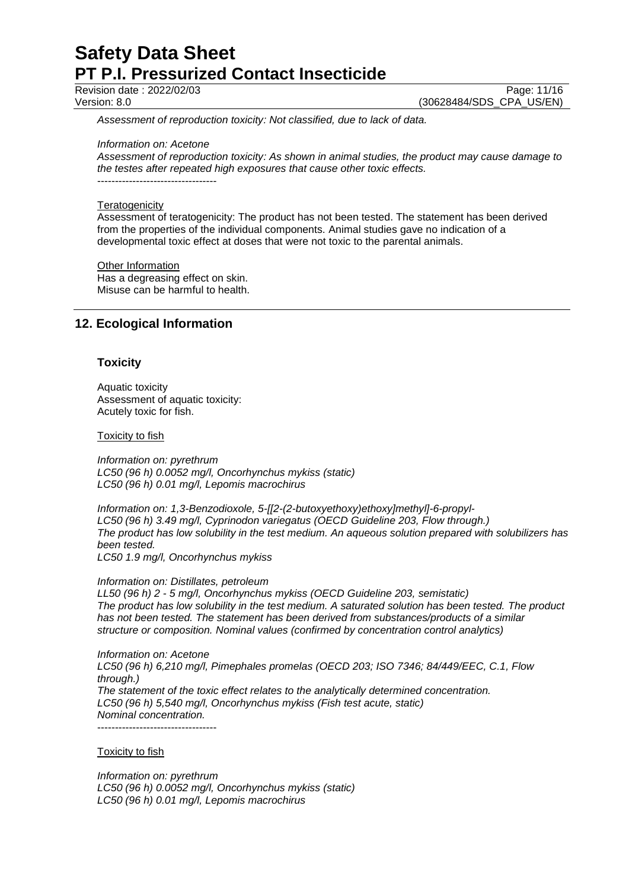*Assessment of reproduction toxicity: Not classified, due to lack of data.*

*Information on: Acetone*
*Assessment of reproduction toxicity: As shown in animal studies, the product may cause damage to the testes after repeated high exposures that cause other toxic effects.*
----------------------------------

Teratogenicity
Assessment of teratogenicity: The product has not been tested. The statement has been derived from the properties of the individual components. Animal studies gave no indication of a developmental toxic effect at doses that were not toxic to the parental animals.

Other Information
Has a degreasing effect on skin.
Misuse can be harmful to health.

## 12. Ecological Information

### Toxicity

Aquatic toxicity
Assessment of aquatic toxicity:
Acutely toxic for fish.

Toxicity to fish

*Information on: pyrethrum*
*LC50 (96 h) 0.0052 mg/l, Oncorhynchus mykiss (static)*
*LC50 (96 h) 0.01 mg/l, Lepomis macrochirus*

*Information on: 1,3-Benzodioxole, 5-[[2-(2-butoxyethoxy)ethoxy]methyl]-6-propyl-*
*LC50 (96 h) 3.49 mg/l, Cyprinodon variegatus (OECD Guideline 203, Flow through.)*
*The product has low solubility in the test medium. An aqueous solution prepared with solubilizers has been tested.*
*LC50 1.9 mg/l, Oncorhynchus mykiss*

*Information on: Distillates, petroleum*
*LL50 (96 h) 2 - 5 mg/l, Oncorhynchus mykiss (OECD Guideline 203, semistatic)*
*The product has low solubility in the test medium. A saturated solution has been tested. The product has not been tested. The statement has been derived from substances/products of a similar structure or composition. Nominal values (confirmed by concentration control analytics)*

*Information on: Acetone*
*LC50 (96 h) 6,210 mg/l, Pimephales promelas (OECD 203; ISO 7346; 84/449/EEC, C.1, Flow through.)*
*The statement of the toxic effect relates to the analytically determined concentration.*
*LC50 (96 h) 5,540 mg/l, Oncorhynchus mykiss (Fish test acute, static)*
*Nominal concentration.*
----------------------------------

Toxicity to fish

*Information on: pyrethrum*
*LC50 (96 h) 0.0052 mg/l, Oncorhynchus mykiss (static)*
*LC50 (96 h) 0.01 mg/l, Lepomis macrochirus*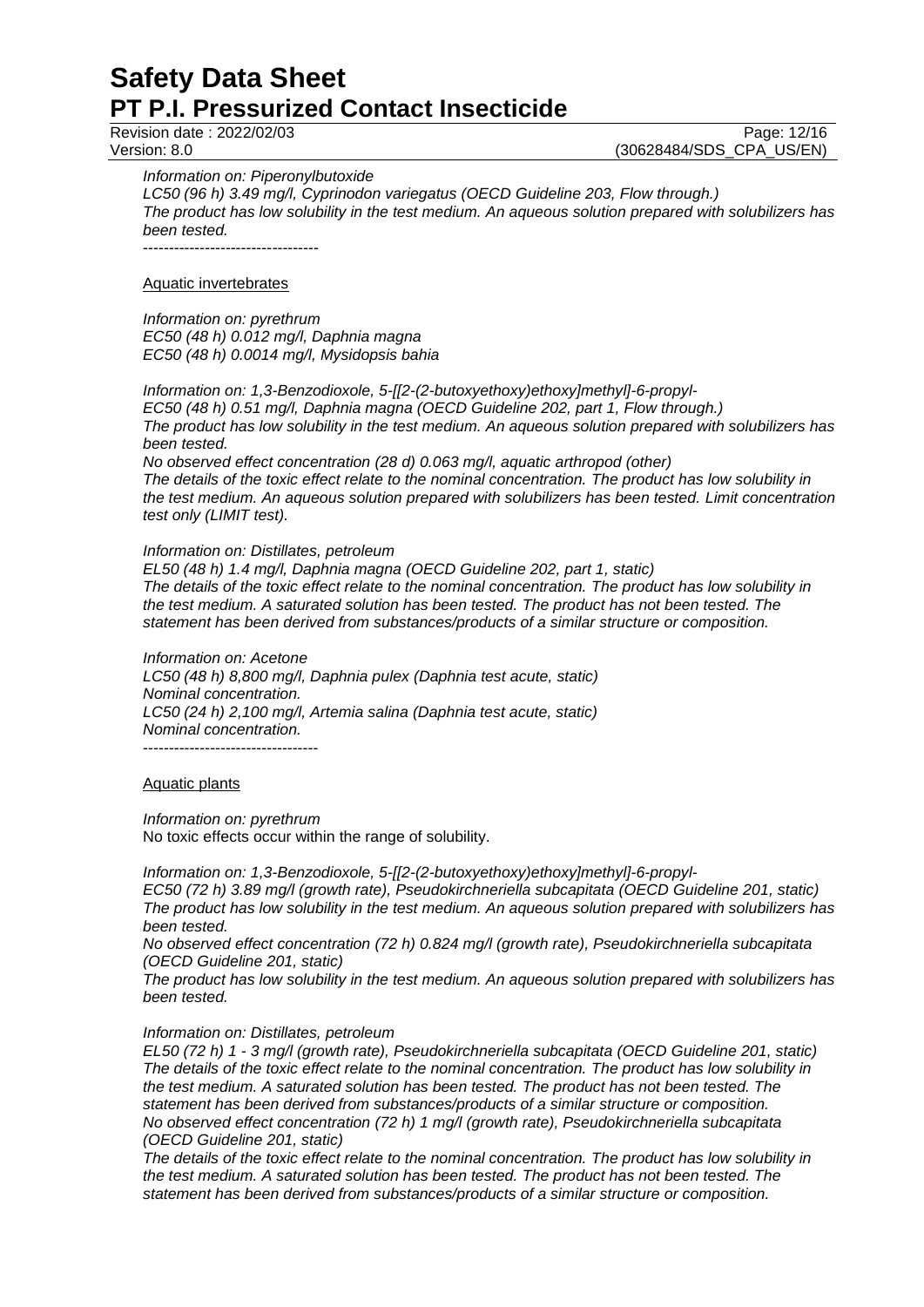*Information on: Piperonylbutoxide*
*LC50 (96 h) 3.49 mg/l, Cyprinodon variegatus (OECD Guideline 203, Flow through.)*
*The product has low solubility in the test medium. An aqueous solution prepared with solubilizers has been tested.*

----------------------------------

Aquatic invertebrates

*Information on: pyrethrum*
*EC50 (48 h) 0.012 mg/l, Daphnia magna*
*EC50 (48 h) 0.0014 mg/l, Mysidopsis bahia*

*Information on: 1,3-Benzodioxole, 5-[[2-(2-butoxyethoxy)ethoxy]methyl]-6-propyl-*
*EC50 (48 h) 0.51 mg/l, Daphnia magna (OECD Guideline 202, part 1, Flow through.)*
*The product has low solubility in the test medium. An aqueous solution prepared with solubilizers has been tested.*
*No observed effect concentration (28 d) 0.063 mg/l, aquatic arthropod (other)*
*The details of the toxic effect relate to the nominal concentration. The product has low solubility in the test medium. An aqueous solution prepared with solubilizers has been tested. Limit concentration test only (LIMIT test).*

*Information on: Distillates, petroleum*
*EL50 (48 h) 1.4 mg/l, Daphnia magna (OECD Guideline 202, part 1, static)*
*The details of the toxic effect relate to the nominal concentration. The product has low solubility in the test medium. A saturated solution has been tested. The product has not been tested. The statement has been derived from substances/products of a similar structure or composition.*

*Information on: Acetone*
*LC50 (48 h) 8,800 mg/l, Daphnia pulex (Daphnia test acute, static)*
*Nominal concentration.*
*LC50 (24 h) 2,100 mg/l, Artemia salina (Daphnia test acute, static)*
*Nominal concentration.*

----------------------------------

Aquatic plants

*Information on: pyrethrum*
No toxic effects occur within the range of solubility.

*Information on: 1,3-Benzodioxole, 5-[[2-(2-butoxyethoxy)ethoxy]methyl]-6-propyl-*
*EC50 (72 h) 3.89 mg/l (growth rate), Pseudokirchneriella subcapitata (OECD Guideline 201, static)*
*The product has low solubility in the test medium. An aqueous solution prepared with solubilizers has been tested.*
*No observed effect concentration (72 h) 0.824 mg/l (growth rate), Pseudokirchneriella subcapitata (OECD Guideline 201, static)*
*The product has low solubility in the test medium. An aqueous solution prepared with solubilizers has been tested.*

*Information on: Distillates, petroleum*
*EL50 (72 h) 1 - 3 mg/l (growth rate), Pseudokirchneriella subcapitata (OECD Guideline 201, static)*
*The details of the toxic effect relate to the nominal concentration. The product has low solubility in the test medium. A saturated solution has been tested. The product has not been tested. The statement has been derived from substances/products of a similar structure or composition.*
*No observed effect concentration (72 h) 1 mg/l (growth rate), Pseudokirchneriella subcapitata (OECD Guideline 201, static)*
*The details of the toxic effect relate to the nominal concentration. The product has low solubility in the test medium. A saturated solution has been tested. The product has not been tested. The statement has been derived from substances/products of a similar structure or composition.*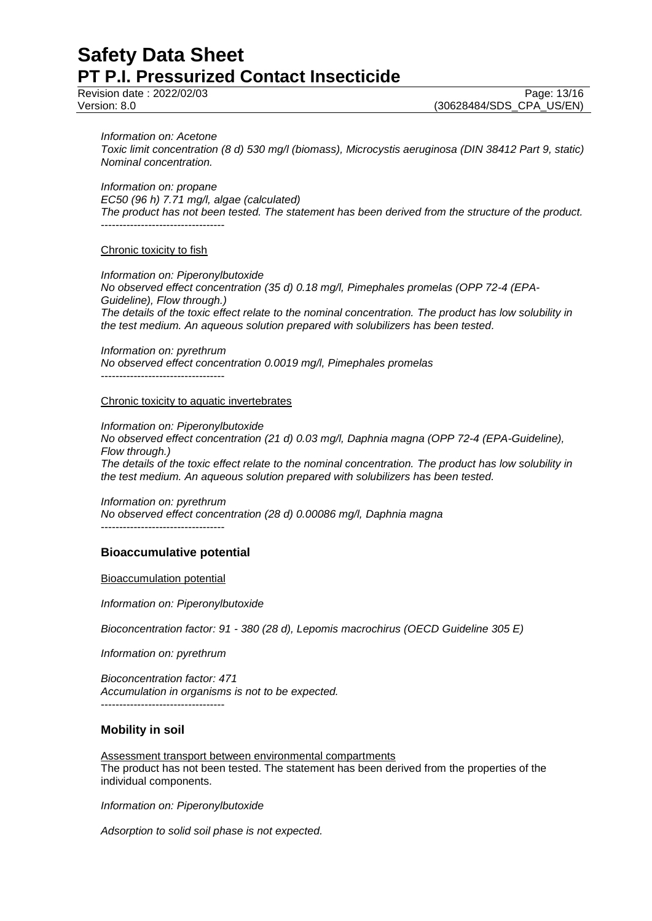*Information on: Acetone*
*Toxic limit concentration (8 d) 530 mg/l (biomass), Microcystis aeruginosa (DIN 38412 Part 9, static) Nominal concentration.*

*Information on: propane*
*EC50 (96 h) 7.71 mg/l, algae (calculated)*
*The product has not been tested. The statement has been derived from the structure of the product.*
----------------------------------

Chronic toxicity to fish

*Information on: Piperonylbutoxide*
*No observed effect concentration (35 d) 0.18 mg/l, Pimephales promelas (OPP 72-4 (EPA-Guideline), Flow through.)*
*The details of the toxic effect relate to the nominal concentration. The product has low solubility in the test medium. An aqueous solution prepared with solubilizers has been tested.*

*Information on: pyrethrum*
*No observed effect concentration 0.0019 mg/l, Pimephales promelas*
----------------------------------

Chronic toxicity to aquatic invertebrates

*Information on: Piperonylbutoxide*
*No observed effect concentration (21 d) 0.03 mg/l, Daphnia magna (OPP 72-4 (EPA-Guideline), Flow through.)*
*The details of the toxic effect relate to the nominal concentration. The product has low solubility in the test medium. An aqueous solution prepared with solubilizers has been tested.*

*Information on: pyrethrum*
*No observed effect concentration (28 d) 0.00086 mg/l, Daphnia magna*
----------------------------------

## Bioaccumulative potential

Bioaccumulation potential

*Information on: Piperonylbutoxide*

*Bioconcentration factor: 91 - 380 (28 d), Lepomis macrochirus (OECD Guideline 305 E)*

*Information on: pyrethrum*

*Bioconcentration factor: 471*
*Accumulation in organisms is not to be expected.*
----------------------------------

## Mobility in soil

Assessment transport between environmental compartments
The product has not been tested. The statement has been derived from the properties of the individual components.

*Information on: Piperonylbutoxide*

*Adsorption to solid soil phase is not expected.*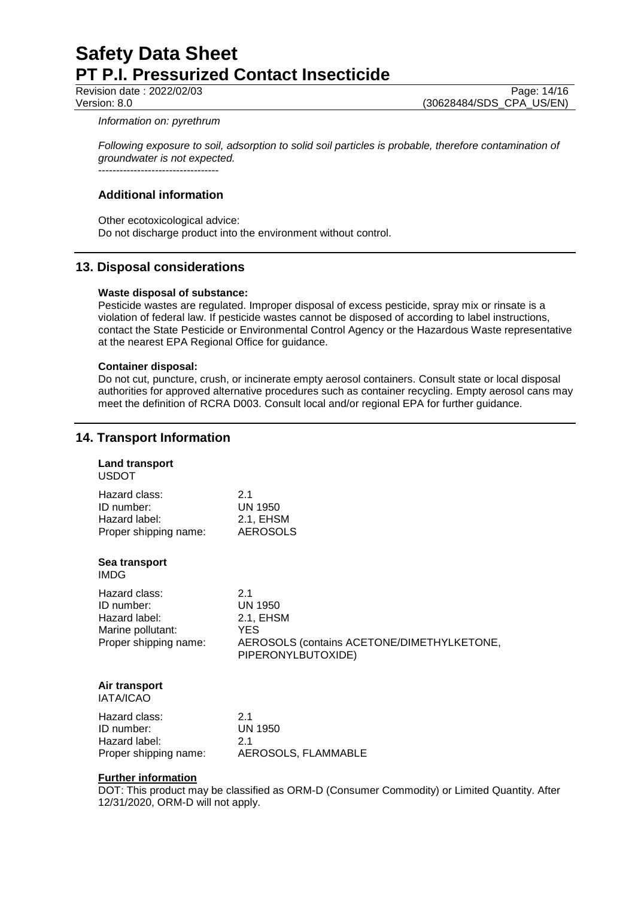*Information on: pyrethrum*

*Following exposure to soil, adsorption to solid soil particles is probable, therefore contamination of groundwater is not expected.*

----------------------------------

### Additional information

Other ecotoxicological advice:
Do not discharge product into the environment without control.

## 13. Disposal considerations

**Waste disposal of substance:**
Pesticide wastes are regulated. Improper disposal of excess pesticide, spray mix or rinsate is a violation of federal law. If pesticide wastes cannot be disposed of according to label instructions, contact the State Pesticide or Environmental Control Agency or the Hazardous Waste representative at the nearest EPA Regional Office for guidance.

**Container disposal:**
Do not cut, puncture, crush, or incinerate empty aerosol containers. Consult state or local disposal authorities for approved alternative procedures such as container recycling. Empty aerosol cans may meet the definition of RCRA D003. Consult local and/or regional EPA for further guidance.

## 14. Transport Information

**Land transport**
USDOT

| | |
|---|---|
| Hazard class: | 2.1 |
| ID number: | UN 1950 |
| Hazard label: | 2.1, EHSM |
| Proper shipping name: | AEROSOLS |

**Sea transport**
IMDG

| | |
|---|---|
| Hazard class: | 2.1 |
| ID number: | UN 1950 |
| Hazard label: | 2.1, EHSM |
| Marine pollutant: | YES |
| Proper shipping name: | AEROSOLS (contains ACETONE/DIMETHYLKETONE, PIPERONYLBUTOXIDE) |

**Air transport**
IATA/ICAO

| | |
|---|---|
| Hazard class: | 2.1 |
| ID number: | UN 1950 |
| Hazard label: | 2.1 |
| Proper shipping name: | AEROSOLS, FLAMMABLE |

**Further information**
DOT: This product may be classified as ORM-D (Consumer Commodity) or Limited Quantity. After 12/31/2020, ORM-D will not apply.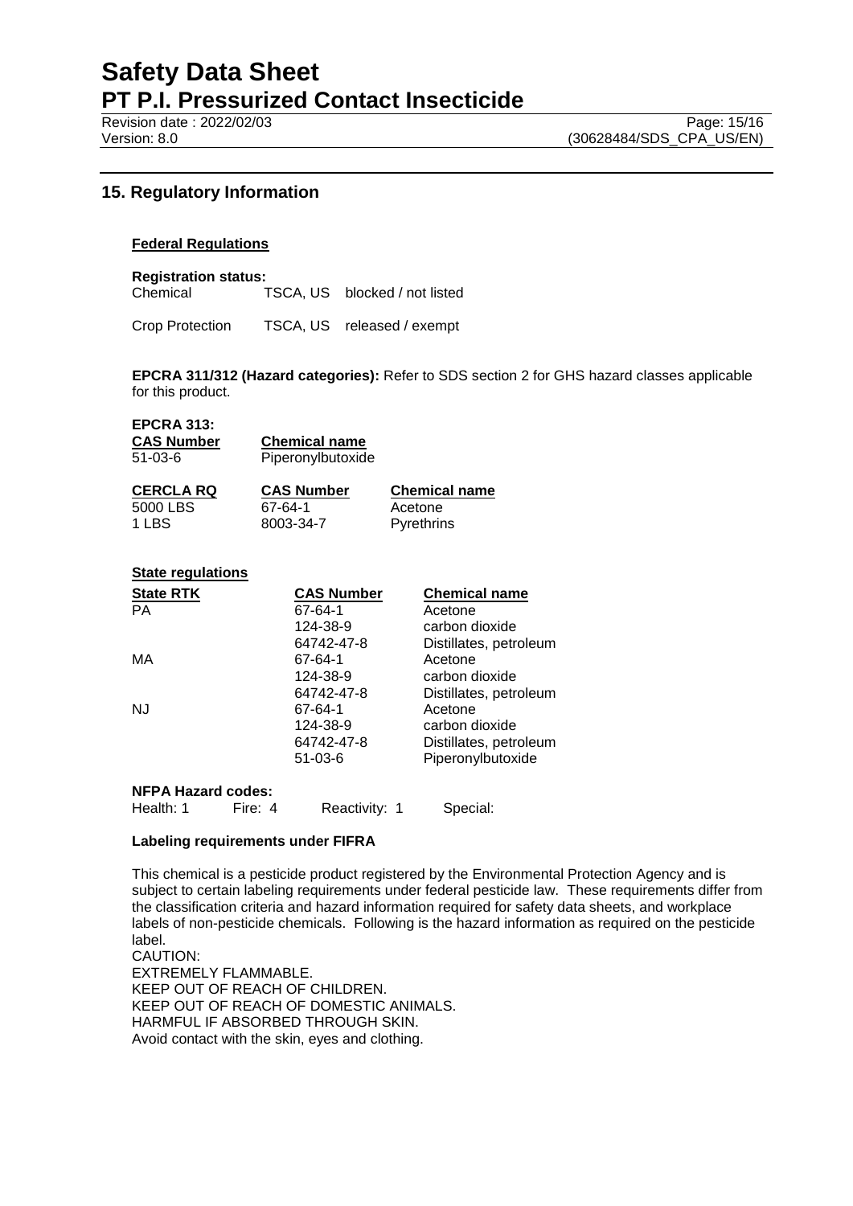## 15. Regulatory Information

### Federal Regulations

**Registration status:**

| | | |
|---|---|---|
| Chemical | TSCA, US | blocked / not listed |
| Crop Protection | TSCA, US | released / exempt |

**EPCRA 311/312 (Hazard categories):** Refer to SDS section 2 for GHS hazard classes applicable for this product.

**EPCRA 313:**

| CAS Number | Chemical name |
|---|---|
| 51-03-6 | Piperonylbutoxide |

| CERCLA RQ | CAS Number | Chemical name |
|---|---|---|
| 5000 LBS | 67-64-1 | Acetone |
| 1 LBS | 8003-34-7 | Pyrethrins |

### State regulations

| State RTK | CAS Number | Chemical name |
|---|---|---|
| PA | 67-64-1 | Acetone |
| | 124-38-9 | carbon dioxide |
| | 64742-47-8 | Distillates, petroleum |
| MA | 67-64-1 | Acetone |
| | 124-38-9 | carbon dioxide |
| | 64742-47-8 | Distillates, petroleum |
| NJ | 67-64-1 | Acetone |
| | 124-38-9 | carbon dioxide |
| | 64742-47-8 | Distillates, petroleum |
| | 51-03-6 | Piperonylbutoxide |

**NFPA Hazard codes:**

Health: 1 Fire: 4 Reactivity: 1 Special:

**Labeling requirements under FIFRA**

This chemical is a pesticide product registered by the Environmental Protection Agency and is subject to certain labeling requirements under federal pesticide law. These requirements differ from the classification criteria and hazard information required for safety data sheets, and workplace labels of non-pesticide chemicals. Following is the hazard information as required on the pesticide label.

CAUTION:
EXTREMELY FLAMMABLE.
KEEP OUT OF REACH OF CHILDREN.
KEEP OUT OF REACH OF DOMESTIC ANIMALS.
HARMFUL IF ABSORBED THROUGH SKIN.
Avoid contact with the skin, eyes and clothing.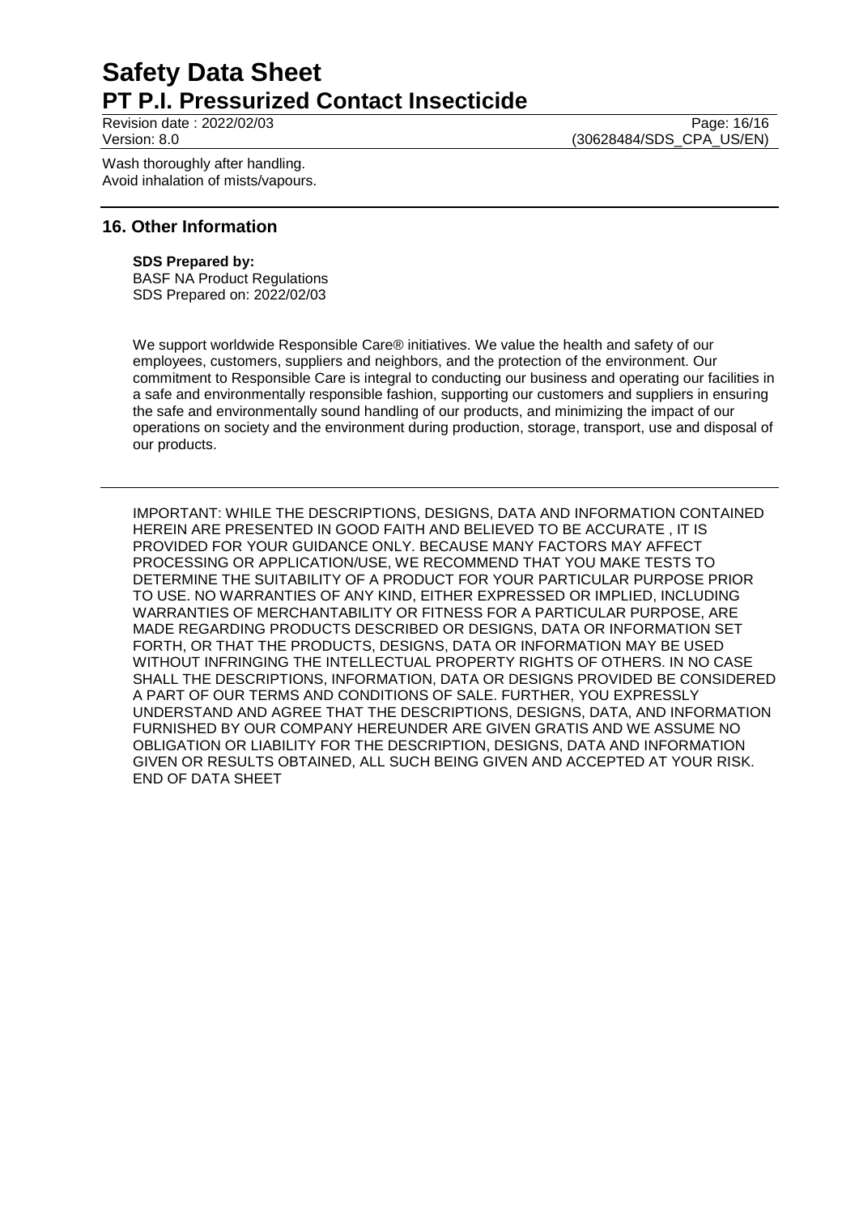Wash thoroughly after handling.
Avoid inhalation of mists/vapours.

## 16. Other Information

**SDS Prepared by:**
BASF NA Product Regulations
SDS Prepared on: 2022/02/03

We support worldwide Responsible Care® initiatives. We value the health and safety of our employees, customers, suppliers and neighbors, and the protection of the environment. Our commitment to Responsible Care is integral to conducting our business and operating our facilities in a safe and environmentally responsible fashion, supporting our customers and suppliers in ensuring the safe and environmentally sound handling of our products, and minimizing the impact of our operations on society and the environment during production, storage, transport, use and disposal of our products.

---

IMPORTANT: WHILE THE DESCRIPTIONS, DESIGNS, DATA AND INFORMATION CONTAINED HEREIN ARE PRESENTED IN GOOD FAITH AND BELIEVED TO BE ACCURATE , IT IS PROVIDED FOR YOUR GUIDANCE ONLY. BECAUSE MANY FACTORS MAY AFFECT PROCESSING OR APPLICATION/USE, WE RECOMMEND THAT YOU MAKE TESTS TO DETERMINE THE SUITABILITY OF A PRODUCT FOR YOUR PARTICULAR PURPOSE PRIOR TO USE. NO WARRANTIES OF ANY KIND, EITHER EXPRESSED OR IMPLIED, INCLUDING WARRANTIES OF MERCHANTABILITY OR FITNESS FOR A PARTICULAR PURPOSE, ARE MADE REGARDING PRODUCTS DESCRIBED OR DESIGNS, DATA OR INFORMATION SET FORTH, OR THAT THE PRODUCTS, DESIGNS, DATA OR INFORMATION MAY BE USED WITHOUT INFRINGING THE INTELLECTUAL PROPERTY RIGHTS OF OTHERS. IN NO CASE SHALL THE DESCRIPTIONS, INFORMATION, DATA OR DESIGNS PROVIDED BE CONSIDERED A PART OF OUR TERMS AND CONDITIONS OF SALE. FURTHER, YOU EXPRESSLY UNDERSTAND AND AGREE THAT THE DESCRIPTIONS, DESIGNS, DATA, AND INFORMATION FURNISHED BY OUR COMPANY HEREUNDER ARE GIVEN GRATIS AND WE ASSUME NO OBLIGATION OR LIABILITY FOR THE DESCRIPTION, DESIGNS, DATA AND INFORMATION GIVEN OR RESULTS OBTAINED, ALL SUCH BEING GIVEN AND ACCEPTED AT YOUR RISK.
END OF DATA SHEET